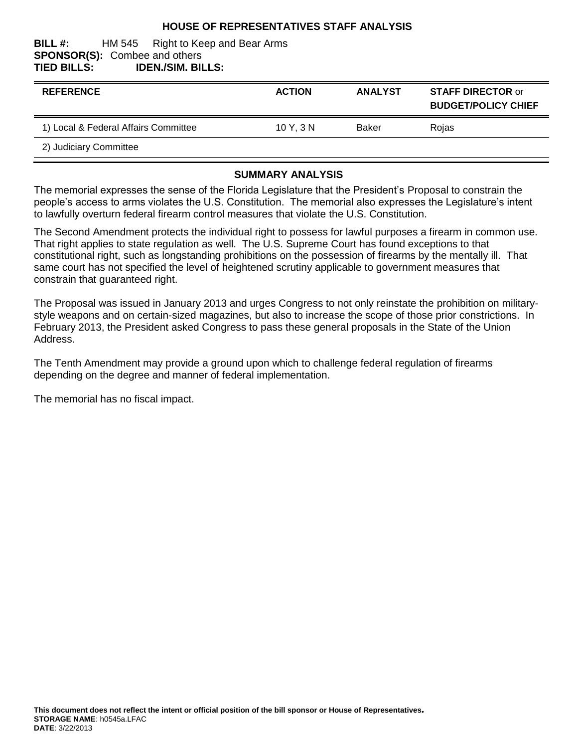# HOUSE OF REPRESENTATIVES STAFF ANALYSIS

**BILL #:** HM 545 Right to Keep and Bear Arms
**SPONSOR(S):** Combee and others
**TIED BILLS:** **IDEN./SIM. BILLS:**

| REFERENCE | ACTION | ANALYST | STAFF DIRECTOR or BUDGET/POLICY CHIEF |
|---|---|---|---|
| 1) Local & Federal Affairs Committee | 10 Y, 3 N | Baker | Rojas |
| 2) Judiciary Committee | | | |

## SUMMARY ANALYSIS

The memorial expresses the sense of the Florida Legislature that the President's Proposal to constrain the people's access to arms violates the U.S. Constitution. The memorial also expresses the Legislature's intent to lawfully overturn federal firearm control measures that violate the U.S. Constitution.

The Second Amendment protects the individual right to possess for lawful purposes a firearm in common use. That right applies to state regulation as well. The U.S. Supreme Court has found exceptions to that constitutional right, such as longstanding prohibitions on the possession of firearms by the mentally ill. That same court has not specified the level of heightened scrutiny applicable to government measures that constrain that guaranteed right.

The Proposal was issued in January 2013 and urges Congress to not only reinstate the prohibition on military-style weapons and on certain-sized magazines, but also to increase the scope of those prior constrictions. In February 2013, the President asked Congress to pass these general proposals in the State of the Union Address.

The Tenth Amendment may provide a ground upon which to challenge federal regulation of firearms depending on the degree and manner of federal implementation.

The memorial has no fiscal impact.

**This document does not reflect the intent or official position of the bill sponsor or House of Representatives.**
**STORAGE NAME**: h0545a.LFAC
**DATE**: 3/22/2013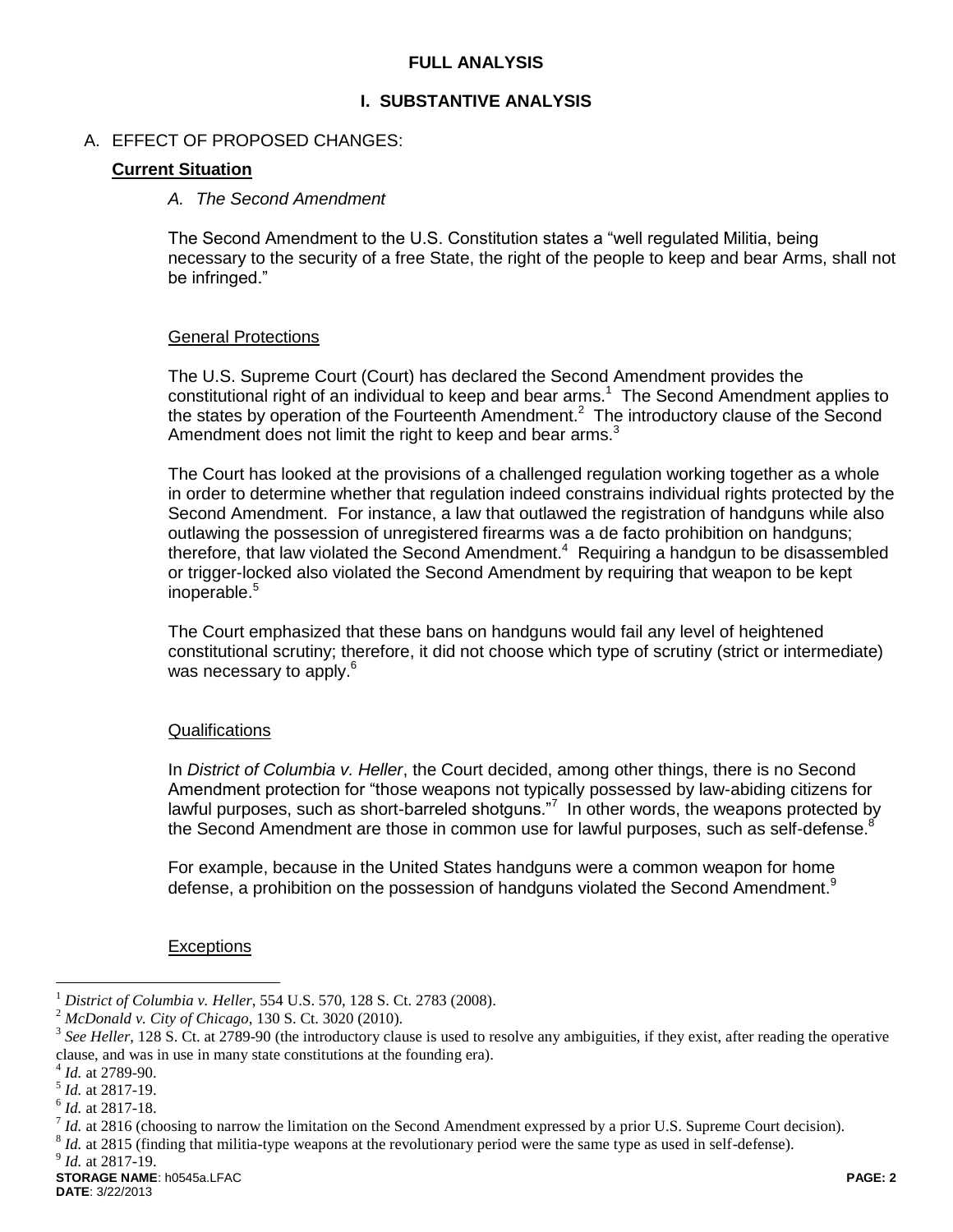# FULL ANALYSIS

## I. SUBSTANTIVE ANALYSIS

A. EFFECT OF PROPOSED CHANGES:

**Current Situation**

*A. The Second Amendment*

The Second Amendment to the U.S. Constitution states a "well regulated Militia, being necessary to the security of a free State, the right of the people to keep and bear Arms, shall not be infringed."

General Protections

The U.S. Supreme Court (Court) has declared the Second Amendment provides the constitutional right of an individual to keep and bear arms.[1] The Second Amendment applies to the states by operation of the Fourteenth Amendment.[2] The introductory clause of the Second Amendment does not limit the right to keep and bear arms.[3]

The Court has looked at the provisions of a challenged regulation working together as a whole in order to determine whether that regulation indeed constrains individual rights protected by the Second Amendment. For instance, a law that outlawed the registration of handguns while also outlawing the possession of unregistered firearms was a de facto prohibition on handguns; therefore, that law violated the Second Amendment.[4] Requiring a handgun to be disassembled or trigger-locked also violated the Second Amendment by requiring that weapon to be kept inoperable.[5]

The Court emphasized that these bans on handguns would fail any level of heightened constitutional scrutiny; therefore, it did not choose which type of scrutiny (strict or intermediate) was necessary to apply.[6]

Qualifications

In *District of Columbia v. Heller*, the Court decided, among other things, there is no Second Amendment protection for "those weapons not typically possessed by law-abiding citizens for lawful purposes, such as short-barreled shotguns."[7] In other words, the weapons protected by the Second Amendment are those in common use for lawful purposes, such as self-defense.[8]

For example, because in the United States handguns were a common weapon for home defense, a prohibition on the possession of handguns violated the Second Amendment.[9]

Exceptions

---

[1] *District of Columbia v. Heller*, 554 U.S. 570, 128 S. Ct. 2783 (2008).

[2] *McDonald v. City of Chicago*, 130 S. Ct. 3020 (2010).

[3] *See Heller*, 128 S. Ct. at 2789-90 (the introductory clause is used to resolve any ambiguities, if they exist, after reading the operative clause, and was in use in many state constitutions at the founding era).

[4] *Id.* at 2789-90.

[5] *Id.* at 2817-19.

[6] *Id.* at 2817-18.

[7] *Id.* at 2816 (choosing to narrow the limitation on the Second Amendment expressed by a prior U.S. Supreme Court decision).

[8] *Id.* at 2815 (finding that militia-type weapons at the revolutionary period were the same type as used in self-defense).

[9] *Id.* at 2817-19.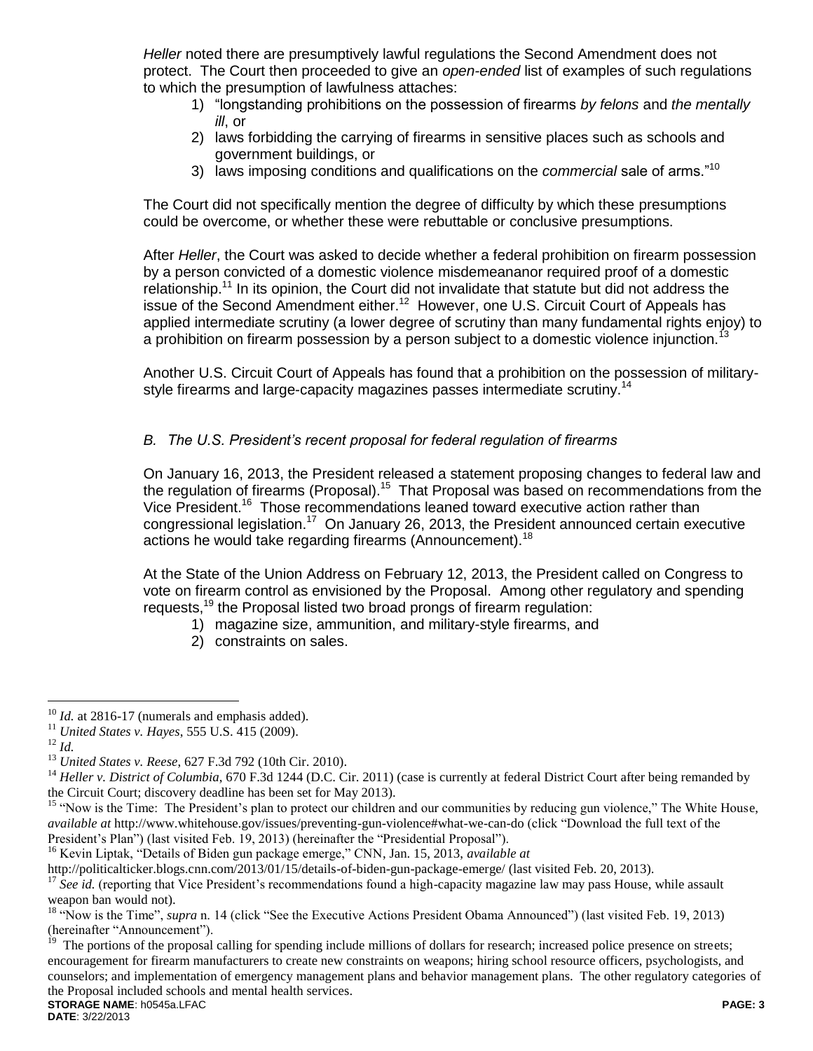*Heller* noted there are presumptively lawful regulations the Second Amendment does not protect. The Court then proceeded to give an *open-ended* list of examples of such regulations to which the presumption of lawfulness attaches:

1) "longstanding prohibitions on the possession of firearms *by felons* and *the mentally ill*, or
2) laws forbidding the carrying of firearms in sensitive places such as schools and government buildings, or
3) laws imposing conditions and qualifications on the *commercial* sale of arms."[10]

The Court did not specifically mention the degree of difficulty by which these presumptions could be overcome, or whether these were rebuttable or conclusive presumptions.

After *Heller*, the Court was asked to decide whether a federal prohibition on firearm possession by a person convicted of a domestic violence misdemeananor required proof of a domestic relationship.[11] In its opinion, the Court did not invalidate that statute but did not address the issue of the Second Amendment either.[12] However, one U.S. Circuit Court of Appeals has applied intermediate scrutiny (a lower degree of scrutiny than many fundamental rights enjoy) to a prohibition on firearm possession by a person subject to a domestic violence injunction.[13]

Another U.S. Circuit Court of Appeals has found that a prohibition on the possession of military-style firearms and large-capacity magazines passes intermediate scrutiny.[14]

### *B. The U.S. President's recent proposal for federal regulation of firearms*

On January 16, 2013, the President released a statement proposing changes to federal law and the regulation of firearms (Proposal).[15] That Proposal was based on recommendations from the Vice President.[16] Those recommendations leaned toward executive action rather than congressional legislation.[17] On January 26, 2013, the President announced certain executive actions he would take regarding firearms (Announcement).[18]

At the State of the Union Address on February 12, 2013, the President called on Congress to vote on firearm control as envisioned by the Proposal. Among other regulatory and spending requests,[19] the Proposal listed two broad prongs of firearm regulation:

1) magazine size, ammunition, and military-style firearms, and
2) constraints on sales.

---

[10] *Id.* at 2816-17 (numerals and emphasis added).

[11] *United States v. Hayes*, 555 U.S. 415 (2009).

[12] *Id.*

[13] *United States v. Reese*, 627 F.3d 792 (10th Cir. 2010).

[14] *Heller v. District of Columbia*, 670 F.3d 1244 (D.C. Cir. 2011) (case is currently at federal District Court after being remanded by the Circuit Court; discovery deadline has been set for May 2013).

[15] "Now is the Time: The President's plan to protect our children and our communities by reducing gun violence," The White House, *available at* http://www.whitehouse.gov/issues/preventing-gun-violence#what-we-can-do (click "Download the full text of the President's Plan") (last visited Feb. 19, 2013) (hereinafter the "Presidential Proposal").

[16] Kevin Liptak, "Details of Biden gun package emerge," CNN, Jan. 15, 2013, *available at* http://politicalticker.blogs.cnn.com/2013/01/15/details-of-biden-gun-package-emerge/ (last visited Feb. 20, 2013).

[17] *See id.* (reporting that Vice President's recommendations found a high-capacity magazine law may pass House, while assault weapon ban would not).

[18] "Now is the Time", *supra* n. 14 (click "See the Executive Actions President Obama Announced") (last visited Feb. 19, 2013) (hereinafter "Announcement").

[19] The portions of the proposal calling for spending include millions of dollars for research; increased police presence on streets; encouragement for firearm manufacturers to create new constraints on weapons; hiring school resource officers, psychologists, and counselors; and implementation of emergency management plans and behavior management plans. The other regulatory categories of the Proposal included schools and mental health services.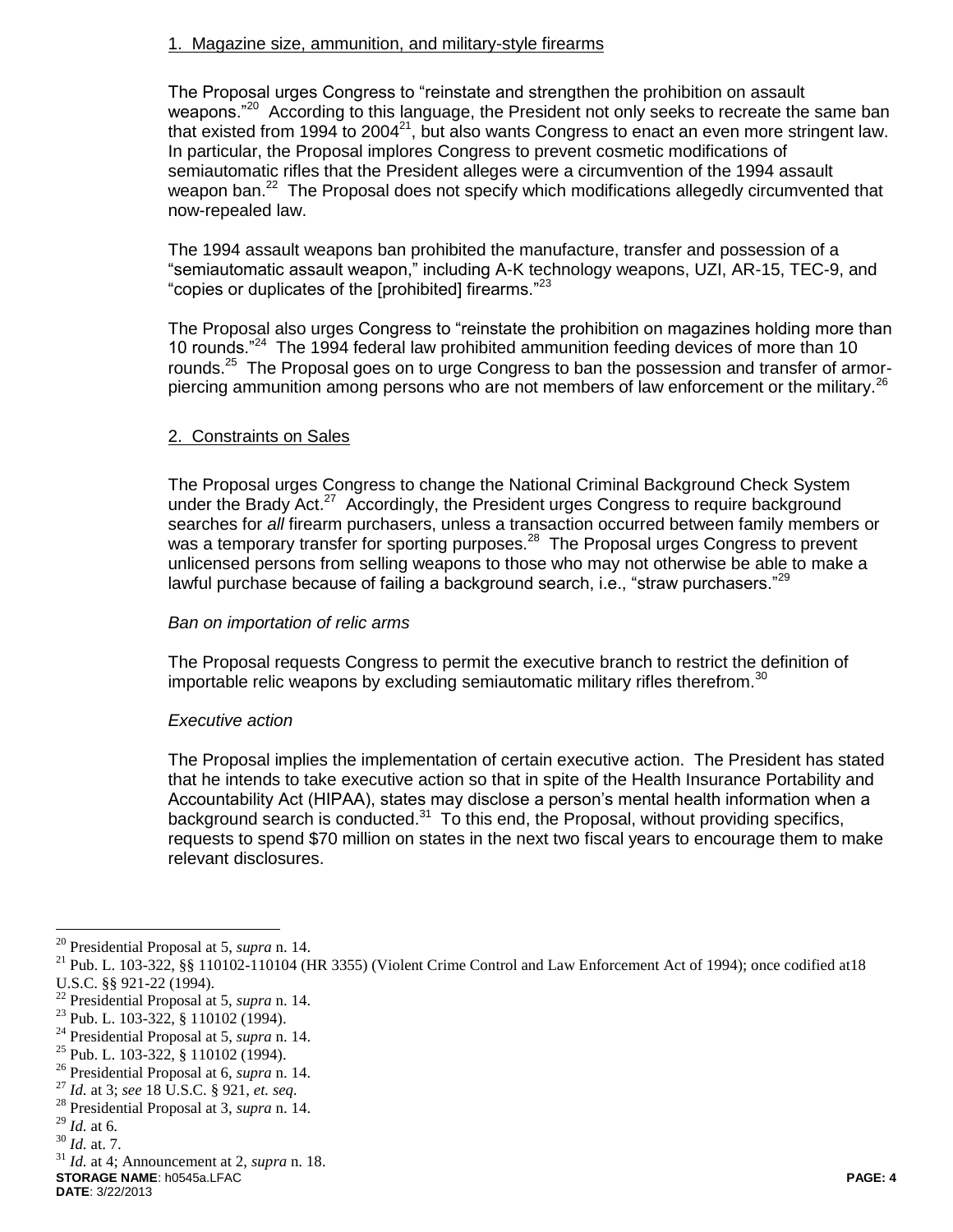1. Magazine size, ammunition, and military-style firearms

The Proposal urges Congress to "reinstate and strengthen the prohibition on assault weapons."[20] According to this language, the President not only seeks to recreate the same ban that existed from 1994 to 2004[21], but also wants Congress to enact an even more stringent law. In particular, the Proposal implores Congress to prevent cosmetic modifications of semiautomatic rifles that the President alleges were a circumvention of the 1994 assault weapon ban.[22] The Proposal does not specify which modifications allegedly circumvented that now-repealed law.

The 1994 assault weapons ban prohibited the manufacture, transfer and possession of a "semiautomatic assault weapon," including A-K technology weapons, UZI, AR-15, TEC-9, and "copies or duplicates of the [prohibited] firearms."[23]

The Proposal also urges Congress to "reinstate the prohibition on magazines holding more than 10 rounds."[24] The 1994 federal law prohibited ammunition feeding devices of more than 10 rounds.[25] The Proposal goes on to urge Congress to ban the possession and transfer of armor-piercing ammunition among persons who are not members of law enforcement or the military.[26]

2. Constraints on Sales

The Proposal urges Congress to change the National Criminal Background Check System under the Brady Act.[27] Accordingly, the President urges Congress to require background searches for *all* firearm purchasers, unless a transaction occurred between family members or was a temporary transfer for sporting purposes.[28] The Proposal urges Congress to prevent unlicensed persons from selling weapons to those who may not otherwise be able to make a lawful purchase because of failing a background search, i.e., "straw purchasers."[29]

*Ban on importation of relic arms*

The Proposal requests Congress to permit the executive branch to restrict the definition of importable relic weapons by excluding semiautomatic military rifles therefrom.[30]

*Executive action*

The Proposal implies the implementation of certain executive action. The President has stated that he intends to take executive action so that in spite of the Health Insurance Portability and Accountability Act (HIPAA), states may disclose a person's mental health information when a background search is conducted.[31] To this end, the Proposal, without providing specifics, requests to spend $70 million on states in the next two fiscal years to encourage them to make relevant disclosures.

---

[20] Presidential Proposal at 5, *supra* n. 14.
[21] Pub. L. 103-322, §§ 110102-110104 (HR 3355) (Violent Crime Control and Law Enforcement Act of 1994); once codified at18 U.S.C. §§ 921-22 (1994).
[22] Presidential Proposal at 5, *supra* n. 14.
[23] Pub. L. 103-322, § 110102 (1994).
[24] Presidential Proposal at 5, *supra* n. 14.
[25] Pub. L. 103-322, § 110102 (1994).
[26] Presidential Proposal at 6, *supra* n. 14.
[27] *Id.* at 3; *see* 18 U.S.C. § 921, *et. seq.*
[28] Presidential Proposal at 3, *supra* n. 14.
[29] *Id.* at 6.
[30] *Id.* at. 7.
[31] *Id.* at 4; Announcement at 2, *supra* n. 18.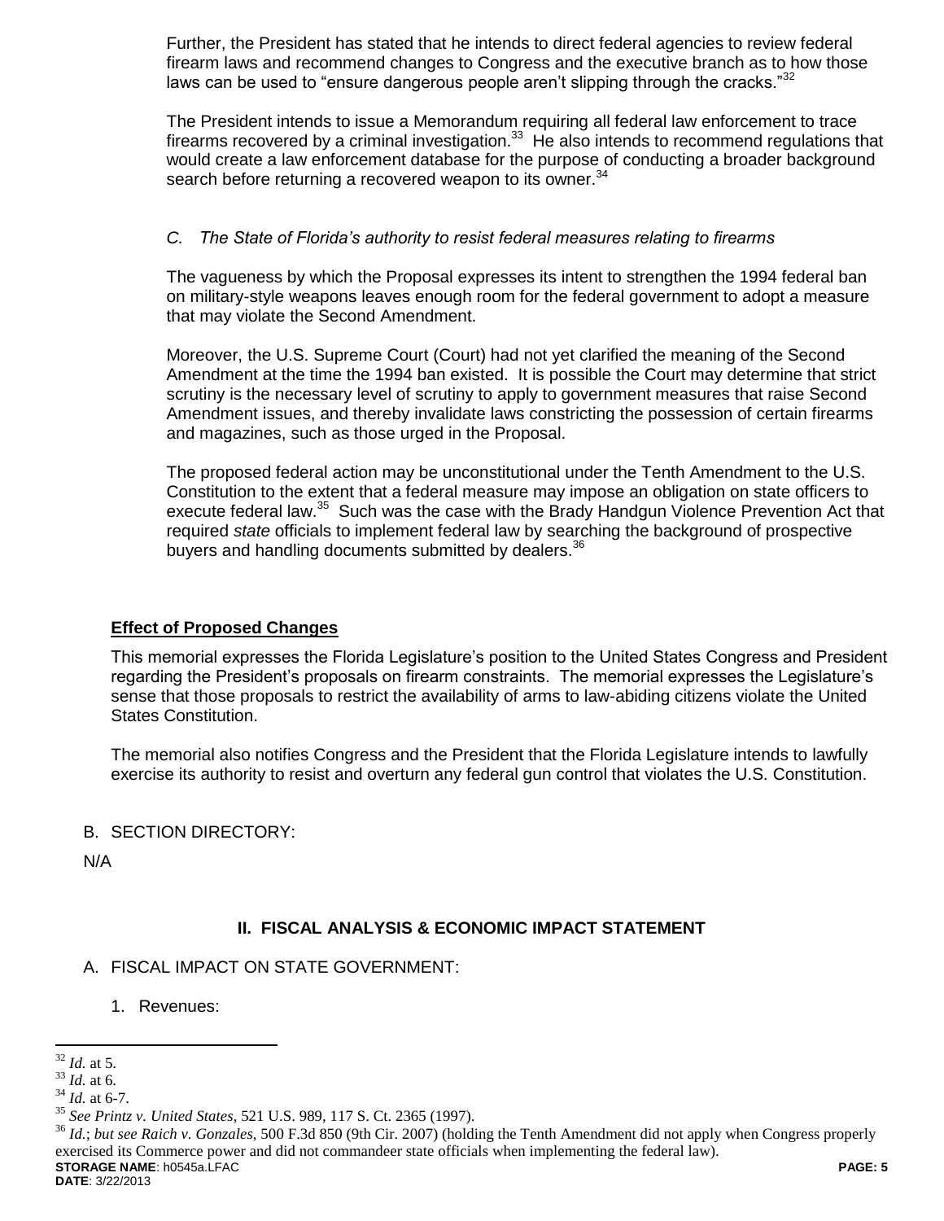Further, the President has stated that he intends to direct federal agencies to review federal firearm laws and recommend changes to Congress and the executive branch as to how those laws can be used to "ensure dangerous people aren't slipping through the cracks."[32]

The President intends to issue a Memorandum requiring all federal law enforcement to trace firearms recovered by a criminal investigation.[33] He also intends to recommend regulations that would create a law enforcement database for the purpose of conducting a broader background search before returning a recovered weapon to its owner.[34]

*C. The State of Florida's authority to resist federal measures relating to firearms*

The vagueness by which the Proposal expresses its intent to strengthen the 1994 federal ban on military-style weapons leaves enough room for the federal government to adopt a measure that may violate the Second Amendment.

Moreover, the U.S. Supreme Court (Court) had not yet clarified the meaning of the Second Amendment at the time the 1994 ban existed. It is possible the Court may determine that strict scrutiny is the necessary level of scrutiny to apply to government measures that raise Second Amendment issues, and thereby invalidate laws constricting the possession of certain firearms and magazines, such as those urged in the Proposal.

The proposed federal action may be unconstitutional under the Tenth Amendment to the U.S. Constitution to the extent that a federal measure may impose an obligation on state officers to execute federal law.[35] Such was the case with the Brady Handgun Violence Prevention Act that required *state* officials to implement federal law by searching the background of prospective buyers and handling documents submitted by dealers.[36]

**Effect of Proposed Changes**

This memorial expresses the Florida Legislature's position to the United States Congress and President regarding the President's proposals on firearm constraints. The memorial expresses the Legislature's sense that those proposals to restrict the availability of arms to law-abiding citizens violate the United States Constitution.

The memorial also notifies Congress and the President that the Florida Legislature intends to lawfully exercise its authority to resist and overturn any federal gun control that violates the U.S. Constitution.

B. SECTION DIRECTORY:

N/A

## II. FISCAL ANALYSIS & ECONOMIC IMPACT STATEMENT

A. FISCAL IMPACT ON STATE GOVERNMENT:

1. Revenues:

---

[32] *Id.* at 5.
[33] *Id.* at 6.
[34] *Id.* at 6-7.
[35] *See Printz v. United States*, 521 U.S. 989, 117 S. Ct. 2365 (1997).
[36] *Id.*; *but see Raich v. Gonzales*, 500 F.3d 850 (9th Cir. 2007) (holding the Tenth Amendment did not apply when Congress properly exercised its Commerce power and did not commandeer state officials when implementing the federal law).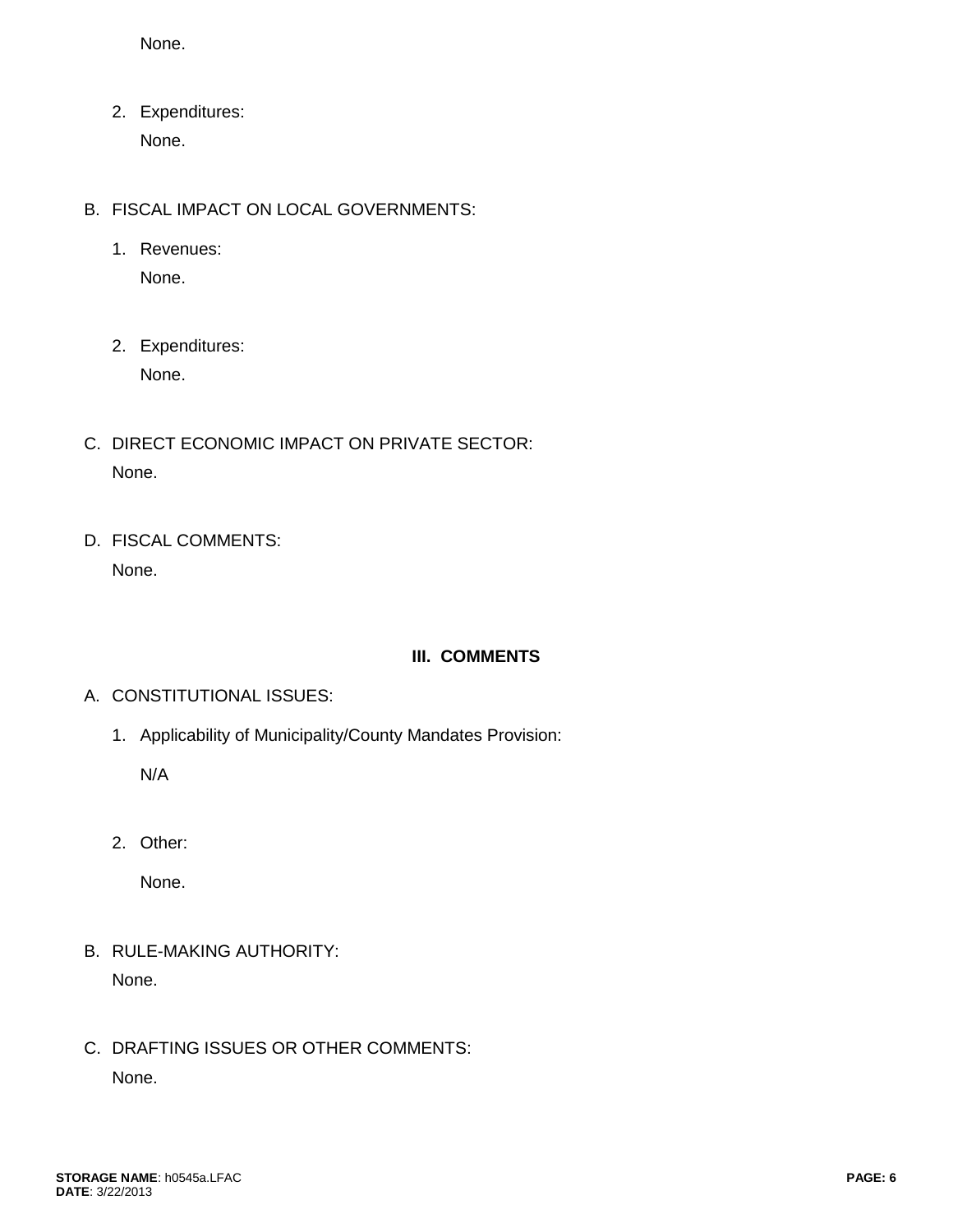None.

2. Expenditures:

   None.

B. FISCAL IMPACT ON LOCAL GOVERNMENTS:

   1. Revenues:

      None.

   2. Expenditures:

      None.

C. DIRECT ECONOMIC IMPACT ON PRIVATE SECTOR:

   None.

D. FISCAL COMMENTS:

   None.

## III. COMMENTS

A. CONSTITUTIONAL ISSUES:

   1. Applicability of Municipality/County Mandates Provision:

      N/A

   2. Other:

      None.

B. RULE-MAKING AUTHORITY:

   None.

C. DRAFTING ISSUES OR OTHER COMMENTS:

   None.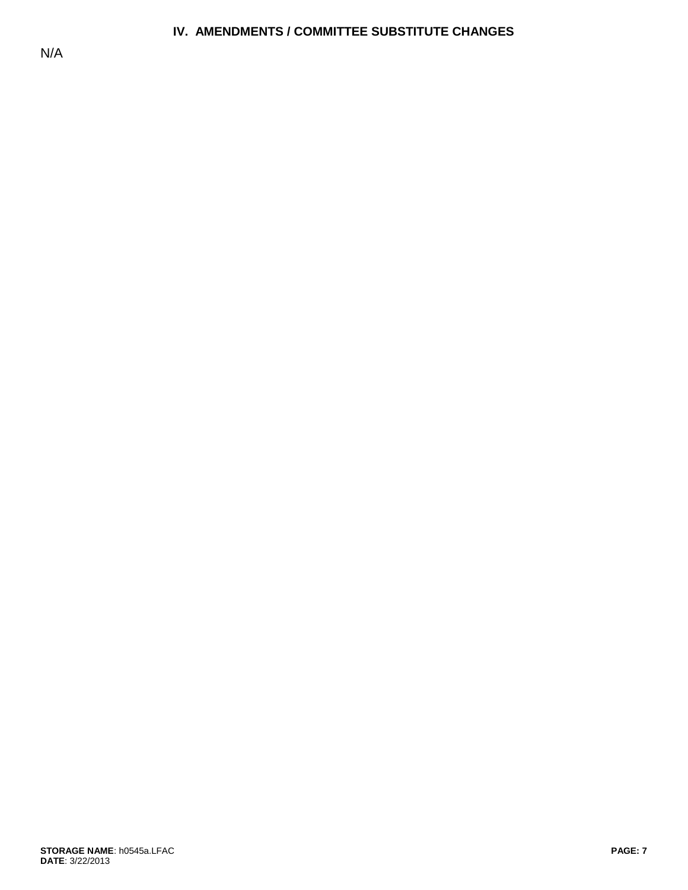## IV. AMENDMENTS / COMMITTEE SUBSTITUTE CHANGES

N/A